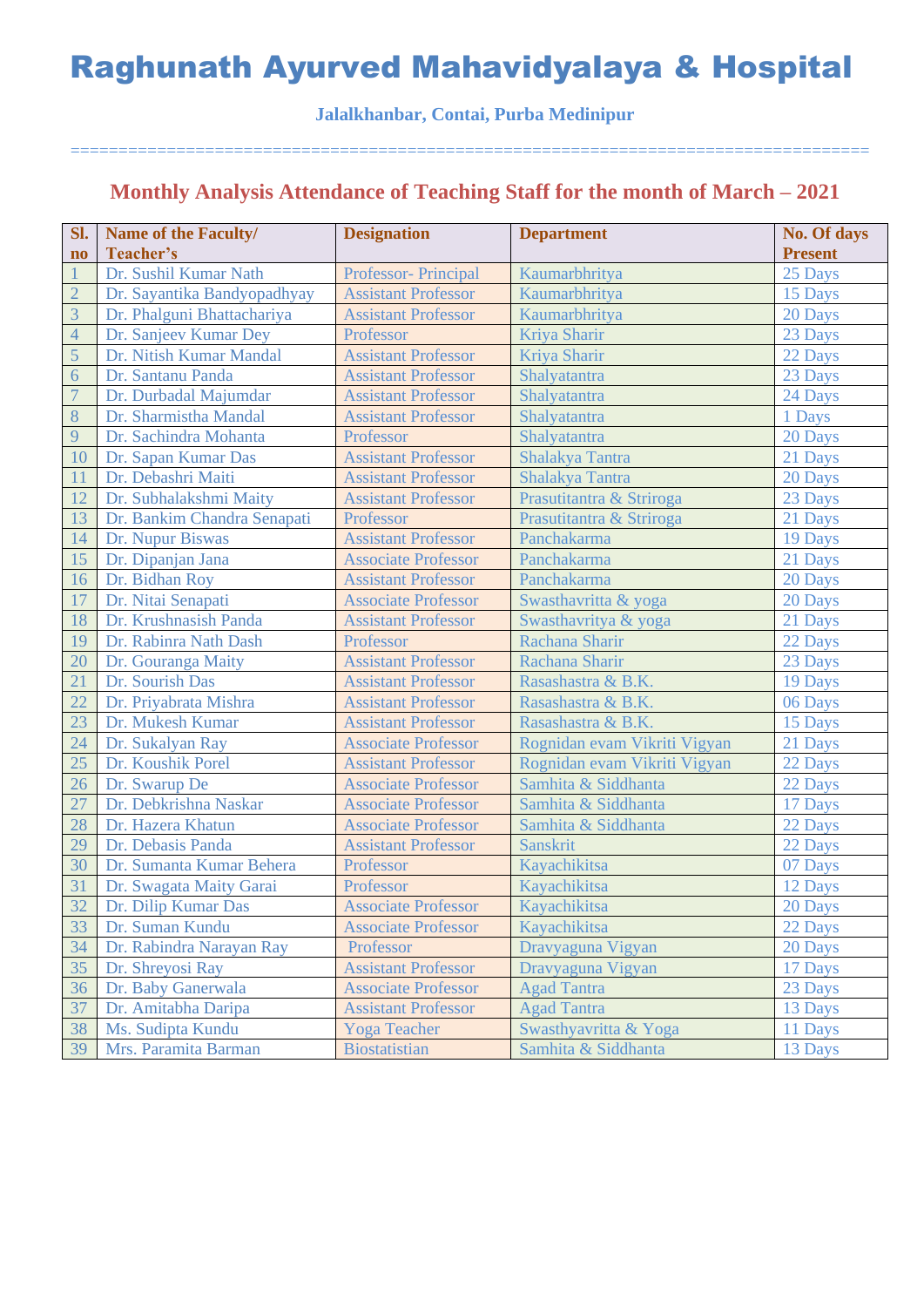# Raghunath Ayurved Mahavidyalaya & Hospital

**Jalalkhanbar, Contai, Purba Medinipur**

==================================================================================

## Monthly Analysis Attendance of Teaching Staff for the month of March – 2021

| Sl. no | Name of the Faculty/ Teacher's | Designation | Department | No. Of days Present |
|---|---|---|---|---|
| 1 | Dr. Sushil Kumar Nath | Professor- Principal | Kaumarbhritya | 25 Days |
| 2 | Dr. Sayantika Bandyopadhyay | Assistant Professor | Kaumarbhritya | 15 Days |
| 3 | Dr. Phalguni Bhattachariya | Assistant Professor | Kaumarbhritya | 20 Days |
| 4 | Dr. Sanjeev Kumar Dey | Professor | Kriya Sharir | 23 Days |
| 5 | Dr. Nitish Kumar Mandal | Assistant Professor | Kriya Sharir | 22 Days |
| 6 | Dr. Santanu Panda | Assistant Professor | Shalyatantra | 23 Days |
| 7 | Dr. Durbadal Majumdar | Assistant Professor | Shalyatantra | 24 Days |
| 8 | Dr. Sharmistha Mandal | Assistant Professor | Shalyatantra | 1 Days |
| 9 | Dr. Sachindra Mohanta | Professor | Shalyatantra | 20 Days |
| 10 | Dr. Sapan Kumar Das | Assistant Professor | Shalakya Tantra | 21 Days |
| 11 | Dr. Debashri Maiti | Assistant Professor | Shalakya Tantra | 20 Days |
| 12 | Dr. Subhalakshmi Maity | Assistant Professor | Prasutitantra & Striroga | 23 Days |
| 13 | Dr. Bankim Chandra Senapati | Professor | Prasutitantra & Striroga | 21 Days |
| 14 | Dr. Nupur Biswas | Assistant Professor | Panchakarma | 19 Days |
| 15 | Dr. Dipanjan Jana | Associate Professor | Panchakarma | 21 Days |
| 16 | Dr. Bidhan Roy | Assistant Professor | Panchakarma | 20 Days |
| 17 | Dr. Nitai Senapati | Associate Professor | Swasthavritta & yoga | 20 Days |
| 18 | Dr. Krushnasish Panda | Assistant Professor | Swasthavritya & yoga | 21 Days |
| 19 | Dr. Rabinra Nath Dash | Professor | Rachana Sharir | 22 Days |
| 20 | Dr. Gouranga Maity | Assistant Professor | Rachana Sharir | 23 Days |
| 21 | Dr. Sourish Das | Assistant Professor | Rasashastra & B.K. | 19 Days |
| 22 | Dr. Priyabrata Mishra | Assistant Professor | Rasashastra & B.K. | 06 Days |
| 23 | Dr. Mukesh Kumar | Assistant Professor | Rasashastra & B.K. | 15 Days |
| 24 | Dr. Sukalyan Ray | Associate Professor | Rognidan evam Vikriti Vigyan | 21 Days |
| 25 | Dr. Koushik Porel | Assistant Professor | Rognidan evam Vikriti Vigyan | 22 Days |
| 26 | Dr. Swarup De | Associate Professor | Samhita & Siddhanta | 22 Days |
| 27 | Dr. Debkrishna Naskar | Associate Professor | Samhita & Siddhanta | 17 Days |
| 28 | Dr. Hazera Khatun | Associate Professor | Samhita & Siddhanta | 22 Days |
| 29 | Dr. Debasis Panda | Assistant Professor | Sanskrit | 22 Days |
| 30 | Dr. Sumanta Kumar Behera | Professor | Kayachikitsa | 07 Days |
| 31 | Dr. Swagata Maity Garai | Professor | Kayachikitsa | 12 Days |
| 32 | Dr. Dilip Kumar Das | Associate Professor | Kayachikitsa | 20 Days |
| 33 | Dr. Suman Kundu | Associate Professor | Kayachikitsa | 22 Days |
| 34 | Dr. Rabindra Narayan Ray | Professor | Dravyaguna Vigyan | 20 Days |
| 35 | Dr. Shreyosi Ray | Assistant Professor | Dravyaguna Vigyan | 17 Days |
| 36 | Dr. Baby Ganerwala | Associate Professor | Agad Tantra | 23 Days |
| 37 | Dr. Amitabha Daripa | Assistant Professor | Agad Tantra | 13 Days |
| 38 | Ms. Sudipta Kundu | Yoga Teacher | Swasthyavritta & Yoga | 11 Days |
| 39 | Mrs. Paramita Barman | Biostatistian | Samhita & Siddhanta | 13 Days |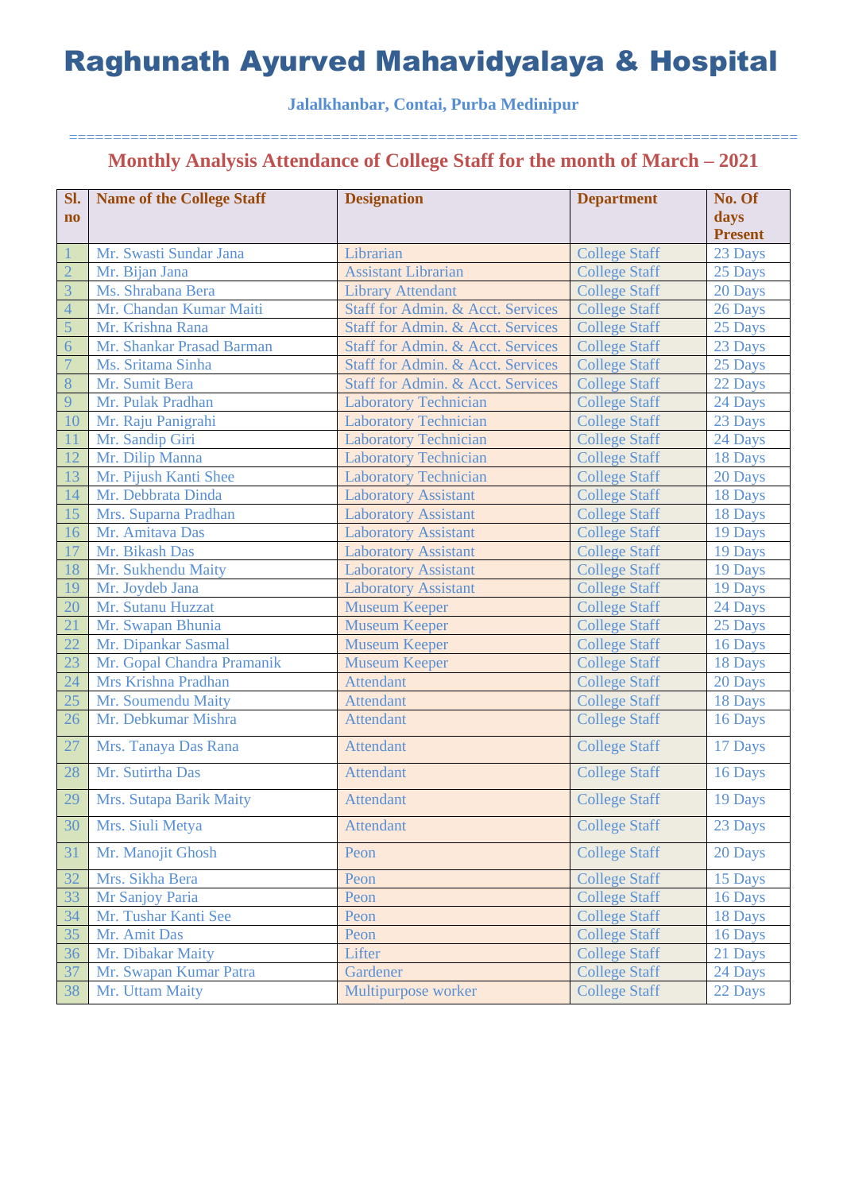# Raghunath Ayurved Mahavidyalaya & Hospital

**Jalalkhanbar, Contai, Purba Medinipur**

=================================================================================

## Monthly Analysis Attendance of College Staff for the month of March – 2021

| Sl. no | Name of the College Staff | Designation | Department | No. Of days Present |
|---|---|---|---|---|
| 1 | Mr. Swasti Sundar Jana | Librarian | College Staff | 23 Days |
| 2 | Mr. Bijan Jana | Assistant Librarian | College Staff | 25 Days |
| 3 | Ms. Shrabana Bera | Library Attendant | College Staff | 20 Days |
| 4 | Mr. Chandan Kumar Maiti | Staff for Admin. & Acct. Services | College Staff | 26 Days |
| 5 | Mr. Krishna Rana | Staff for Admin. & Acct. Services | College Staff | 25 Days |
| 6 | Mr. Shankar Prasad Barman | Staff for Admin. & Acct. Services | College Staff | 23 Days |
| 7 | Ms. Sritama Sinha | Staff for Admin. & Acct. Services | College Staff | 25 Days |
| 8 | Mr. Sumit Bera | Staff for Admin. & Acct. Services | College Staff | 22 Days |
| 9 | Mr. Pulak Pradhan | Laboratory Technician | College Staff | 24 Days |
| 10 | Mr. Raju Panigrahi | Laboratory Technician | College Staff | 23 Days |
| 11 | Mr. Sandip Giri | Laboratory Technician | College Staff | 24 Days |
| 12 | Mr. Dilip Manna | Laboratory Technician | College Staff | 18 Days |
| 13 | Mr. Pijush Kanti Shee | Laboratory Technician | College Staff | 20 Days |
| 14 | Mr. Debbrata Dinda | Laboratory Assistant | College Staff | 18 Days |
| 15 | Mrs. Suparna Pradhan | Laboratory Assistant | College Staff | 18 Days |
| 16 | Mr. Amitava Das | Laboratory Assistant | College Staff | 19 Days |
| 17 | Mr. Bikash Das | Laboratory Assistant | College Staff | 19 Days |
| 18 | Mr. Sukhendu Maity | Laboratory Assistant | College Staff | 19 Days |
| 19 | Mr. Joydeb Jana | Laboratory Assistant | College Staff | 19 Days |
| 20 | Mr. Sutanu Huzzat | Museum Keeper | College Staff | 24 Days |
| 21 | Mr. Swapan Bhunia | Museum Keeper | College Staff | 25 Days |
| 22 | Mr. Dipankar Sasmal | Museum Keeper | College Staff | 16 Days |
| 23 | Mr. Gopal Chandra Pramanik | Museum Keeper | College Staff | 18 Days |
| 24 | Mrs Krishna Pradhan | Attendant | College Staff | 20 Days |
| 25 | Mr. Soumendu Maity | Attendant | College Staff | 18 Days |
| 26 | Mr. Debkumar Mishra | Attendant | College Staff | 16 Days |
| 27 | Mrs. Tanaya Das Rana | Attendant | College Staff | 17 Days |
| 28 | Mr. Sutirtha Das | Attendant | College Staff | 16 Days |
| 29 | Mrs. Sutapa Barik Maity | Attendant | College Staff | 19 Days |
| 30 | Mrs. Siuli Metya | Attendant | College Staff | 23 Days |
| 31 | Mr. Manojit Ghosh | Peon | College Staff | 20 Days |
| 32 | Mrs. Sikha Bera | Peon | College Staff | 15 Days |
| 33 | Mr Sanjoy Paria | Peon | College Staff | 16 Days |
| 34 | Mr. Tushar Kanti See | Peon | College Staff | 18 Days |
| 35 | Mr. Amit Das | Peon | College Staff | 16 Days |
| 36 | Mr. Dibakar Maity | Lifter | College Staff | 21 Days |
| 37 | Mr. Swapan Kumar Patra | Gardener | College Staff | 24 Days |
| 38 | Mr. Uttam Maity | Multipurpose worker | College Staff | 22 Days |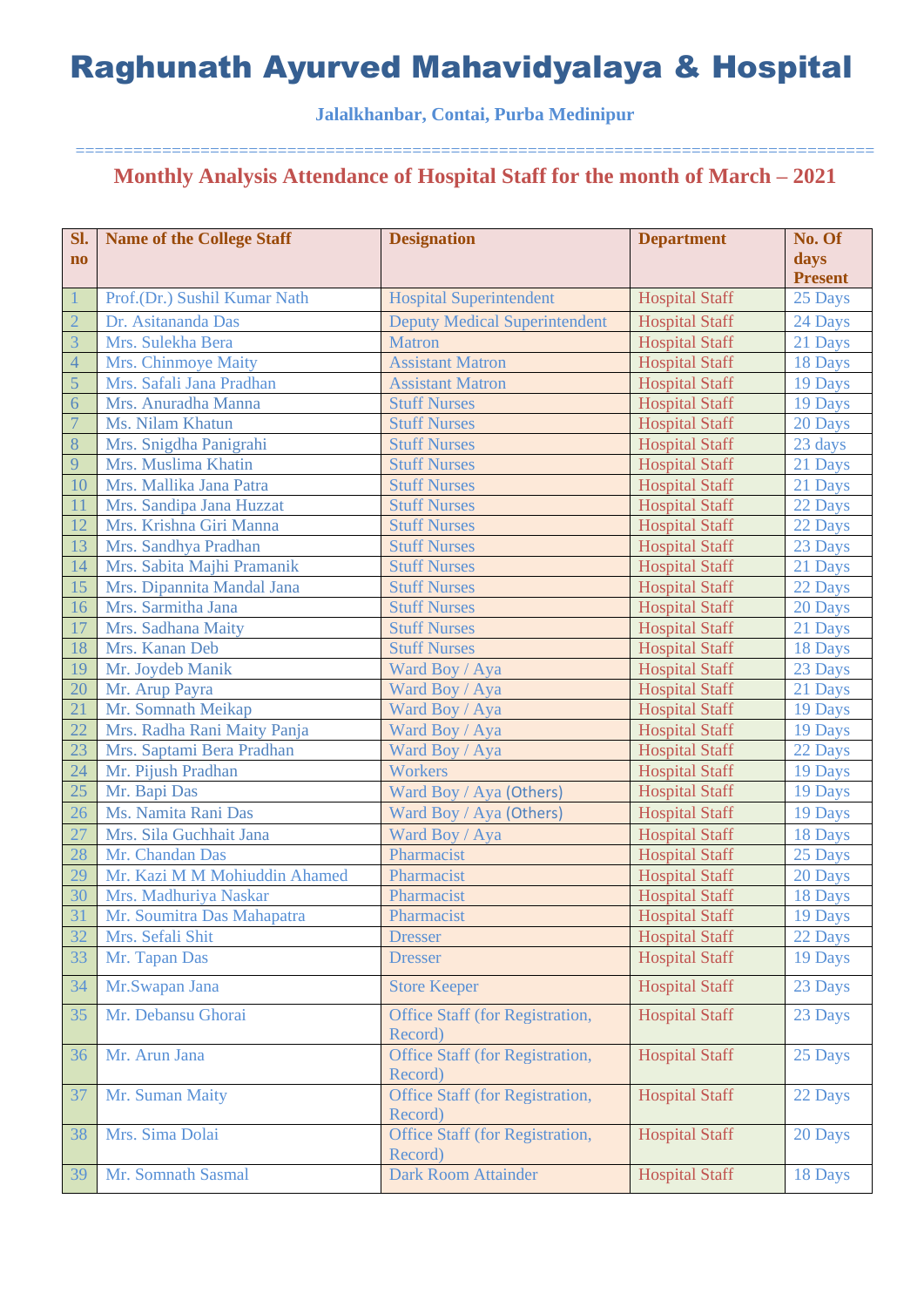# Raghunath Ayurved Mahavidyalaya & Hospital

**Jalalkhanbar, Contai, Purba Medinipur**

==========================================================================================

## Monthly Analysis Attendance of Hospital Staff for the month of March – 2021

| Sl. no | Name of the College Staff | Designation | Department | No. Of days Present |
|---|---|---|---|---|
| 1 | Prof.(Dr.) Sushil Kumar Nath | Hospital Superintendent | Hospital Staff | 25 Days |
| 2 | Dr. Asitananda Das | Deputy Medical Superintendent | Hospital Staff | 24 Days |
| 3 | Mrs. Sulekha Bera | Matron | Hospital Staff | 21 Days |
| 4 | Mrs. Chinmoye Maity | Assistant Matron | Hospital Staff | 18 Days |
| 5 | Mrs. Safali Jana Pradhan | Assistant Matron | Hospital Staff | 19 Days |
| 6 | Mrs. Anuradha Manna | Stuff Nurses | Hospital Staff | 19 Days |
| 7 | Ms. Nilam Khatun | Stuff Nurses | Hospital Staff | 20 Days |
| 8 | Mrs. Snigdha Panigrahi | Stuff Nurses | Hospital Staff | 23 days |
| 9 | Mrs. Muslima Khatin | Stuff Nurses | Hospital Staff | 21 Days |
| 10 | Mrs. Mallika Jana Patra | Stuff Nurses | Hospital Staff | 21 Days |
| 11 | Mrs. Sandipa Jana Huzzat | Stuff Nurses | Hospital Staff | 22 Days |
| 12 | Mrs. Krishna Giri Manna | Stuff Nurses | Hospital Staff | 22 Days |
| 13 | Mrs. Sandhya Pradhan | Stuff Nurses | Hospital Staff | 23 Days |
| 14 | Mrs. Sabita Majhi Pramanik | Stuff Nurses | Hospital Staff | 21 Days |
| 15 | Mrs. Dipannita Mandal Jana | Stuff Nurses | Hospital Staff | 22 Days |
| 16 | Mrs. Sarmitha Jana | Stuff Nurses | Hospital Staff | 20 Days |
| 17 | Mrs. Sadhana Maity | Stuff Nurses | Hospital Staff | 21 Days |
| 18 | Mrs. Kanan Deb | Stuff Nurses | Hospital Staff | 18 Days |
| 19 | Mr. Joydeb Manik | Ward Boy / Aya | Hospital Staff | 23 Days |
| 20 | Mr. Arup Payra | Ward Boy / Aya | Hospital Staff | 21 Days |
| 21 | Mr. Somnath Meikap | Ward Boy / Aya | Hospital Staff | 19 Days |
| 22 | Mrs. Radha Rani Maity Panja | Ward Boy / Aya | Hospital Staff | 19 Days |
| 23 | Mrs. Saptami Bera Pradhan | Ward Boy / Aya | Hospital Staff | 22 Days |
| 24 | Mr. Pijush Pradhan | Workers | Hospital Staff | 19 Days |
| 25 | Mr. Bapi Das | Ward Boy / Aya (Others) | Hospital Staff | 19 Days |
| 26 | Ms. Namita Rani Das | Ward Boy / Aya (Others) | Hospital Staff | 19 Days |
| 27 | Mrs. Sila Guchhait Jana | Ward Boy / Aya | Hospital Staff | 18 Days |
| 28 | Mr. Chandan Das | Pharmacist | Hospital Staff | 25 Days |
| 29 | Mr. Kazi M M Mohiuddin Ahamed | Pharmacist | Hospital Staff | 20 Days |
| 30 | Mrs. Madhuriya Naskar | Pharmacist | Hospital Staff | 18 Days |
| 31 | Mr. Soumitra Das Mahapatra | Pharmacist | Hospital Staff | 19 Days |
| 32 | Mrs. Sefali Shit | Dresser | Hospital Staff | 22 Days |
| 33 | Mr. Tapan Das | Dresser | Hospital Staff | 19 Days |
| 34 | Mr.Swapan Jana | Store Keeper | Hospital Staff | 23 Days |
| 35 | Mr. Debansu Ghorai | Office Staff (for Registration, Record) | Hospital Staff | 23 Days |
| 36 | Mr. Arun Jana | Office Staff (for Registration, Record) | Hospital Staff | 25 Days |
| 37 | Mr. Suman Maity | Office Staff (for Registration, Record) | Hospital Staff | 22 Days |
| 38 | Mrs. Sima Dolai | Office Staff (for Registration, Record) | Hospital Staff | 20 Days |
| 39 | Mr. Somnath Sasmal | Dark Room Attainder | Hospital Staff | 18 Days |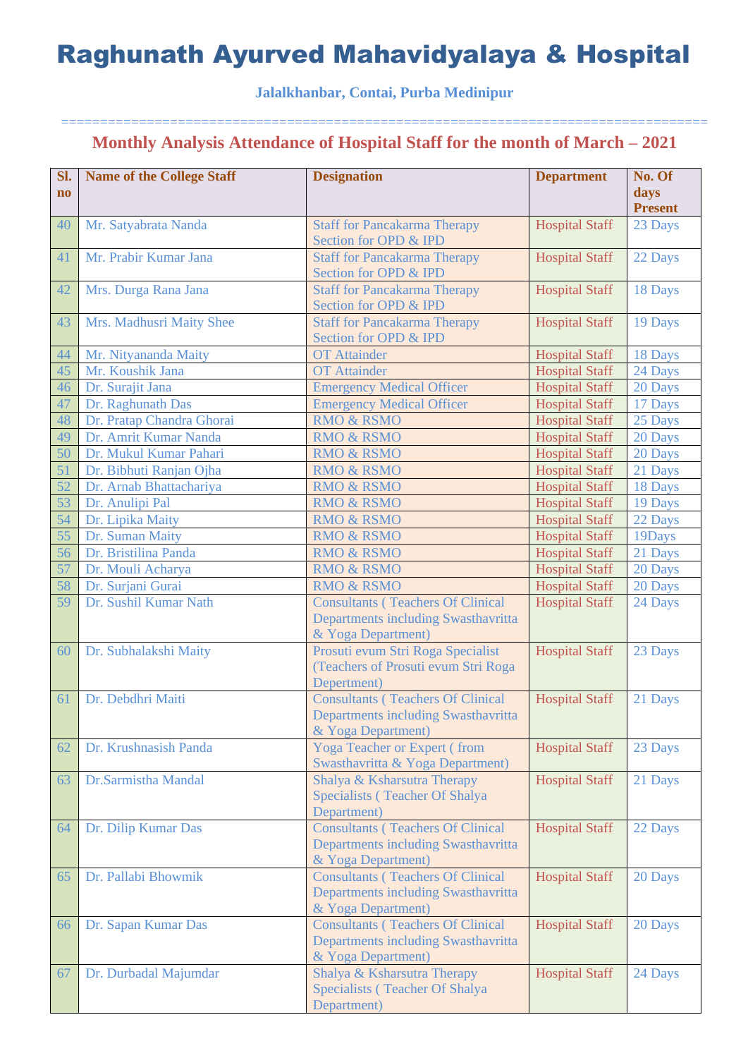# Raghunath Ayurved Mahavidyalaya & Hospital

**Jalalkhanbar, Contai, Purba Medinipur**

==========================================================================

## Monthly Analysis Attendance of Hospital Staff for the month of March – 2021

| Sl. no | Name of the College Staff | Designation | Department | No. Of days Present |
|---|---|---|---|---|
| 40 | Mr. Satyabrata Nanda | Staff for Pancakarma Therapy Section for OPD & IPD | Hospital Staff | 23 Days |
| 41 | Mr. Prabir Kumar Jana | Staff for Pancakarma Therapy Section for OPD & IPD | Hospital Staff | 22 Days |
| 42 | Mrs. Durga Rana Jana | Staff for Pancakarma Therapy Section for OPD & IPD | Hospital Staff | 18 Days |
| 43 | Mrs. Madhusri Maity Shee | Staff for Pancakarma Therapy Section for OPD & IPD | Hospital Staff | 19 Days |
| 44 | Mr. Nityananda Maity | OT Attainder | Hospital Staff | 18 Days |
| 45 | Mr. Koushik Jana | OT Attainder | Hospital Staff | 24 Days |
| 46 | Dr. Surajit Jana | Emergency Medical Officer | Hospital Staff | 20 Days |
| 47 | Dr. Raghunath Das | Emergency Medical Officer | Hospital Staff | 17 Days |
| 48 | Dr. Pratap Chandra Ghorai | RMO & RSMO | Hospital Staff | 25 Days |
| 49 | Dr. Amrit Kumar Nanda | RMO & RSMO | Hospital Staff | 20 Days |
| 50 | Dr. Mukul Kumar Pahari | RMO & RSMO | Hospital Staff | 20 Days |
| 51 | Dr. Bibhuti Ranjan Ojha | RMO & RSMO | Hospital Staff | 21 Days |
| 52 | Dr. Arnab Bhattachariya | RMO & RSMO | Hospital Staff | 18 Days |
| 53 | Dr. Anulipi Pal | RMO & RSMO | Hospital Staff | 19 Days |
| 54 | Dr. Lipika Maity | RMO & RSMO | Hospital Staff | 22 Days |
| 55 | Dr. Suman Maity | RMO & RSMO | Hospital Staff | 19Days |
| 56 | Dr. Bristilina Panda | RMO & RSMO | Hospital Staff | 21 Days |
| 57 | Dr. Mouli Acharya | RMO & RSMO | Hospital Staff | 20 Days |
| 58 | Dr. Surjani Gurai | RMO & RSMO | Hospital Staff | 20 Days |
| 59 | Dr. Sushil Kumar Nath | Consultants ( Teachers Of Clinical Departments including Swasthavritta & Yoga Department) | Hospital Staff | 24 Days |
| 60 | Dr. Subhalakshi Maity | Prosuti evum Stri Roga Specialist (Teachers of Prosuti evum Stri Roga Depertment) | Hospital Staff | 23 Days |
| 61 | Dr. Debdhri Maiti | Consultants ( Teachers Of Clinical Departments including Swasthavritta & Yoga Department) | Hospital Staff | 21 Days |
| 62 | Dr. Krushnasish Panda | Yoga Teacher or Expert ( from Swasthavritta & Yoga Department) | Hospital Staff | 23 Days |
| 63 | Dr.Sarmistha Mandal | Shalya & Ksharsutra Therapy Specialists ( Teacher Of Shalya Department) | Hospital Staff | 21 Days |
| 64 | Dr. Dilip Kumar Das | Consultants ( Teachers Of Clinical Departments including Swasthavritta & Yoga Department) | Hospital Staff | 22 Days |
| 65 | Dr. Pallabi Bhowmik | Consultants ( Teachers Of Clinical Departments including Swasthavritta & Yoga Department) | Hospital Staff | 20 Days |
| 66 | Dr. Sapan Kumar Das | Consultants ( Teachers Of Clinical Departments including Swasthavritta & Yoga Department) | Hospital Staff | 20 Days |
| 67 | Dr. Durbadal Majumdar | Shalya & Ksharsutra Therapy Specialists ( Teacher Of Shalya Department) | Hospital Staff | 24 Days |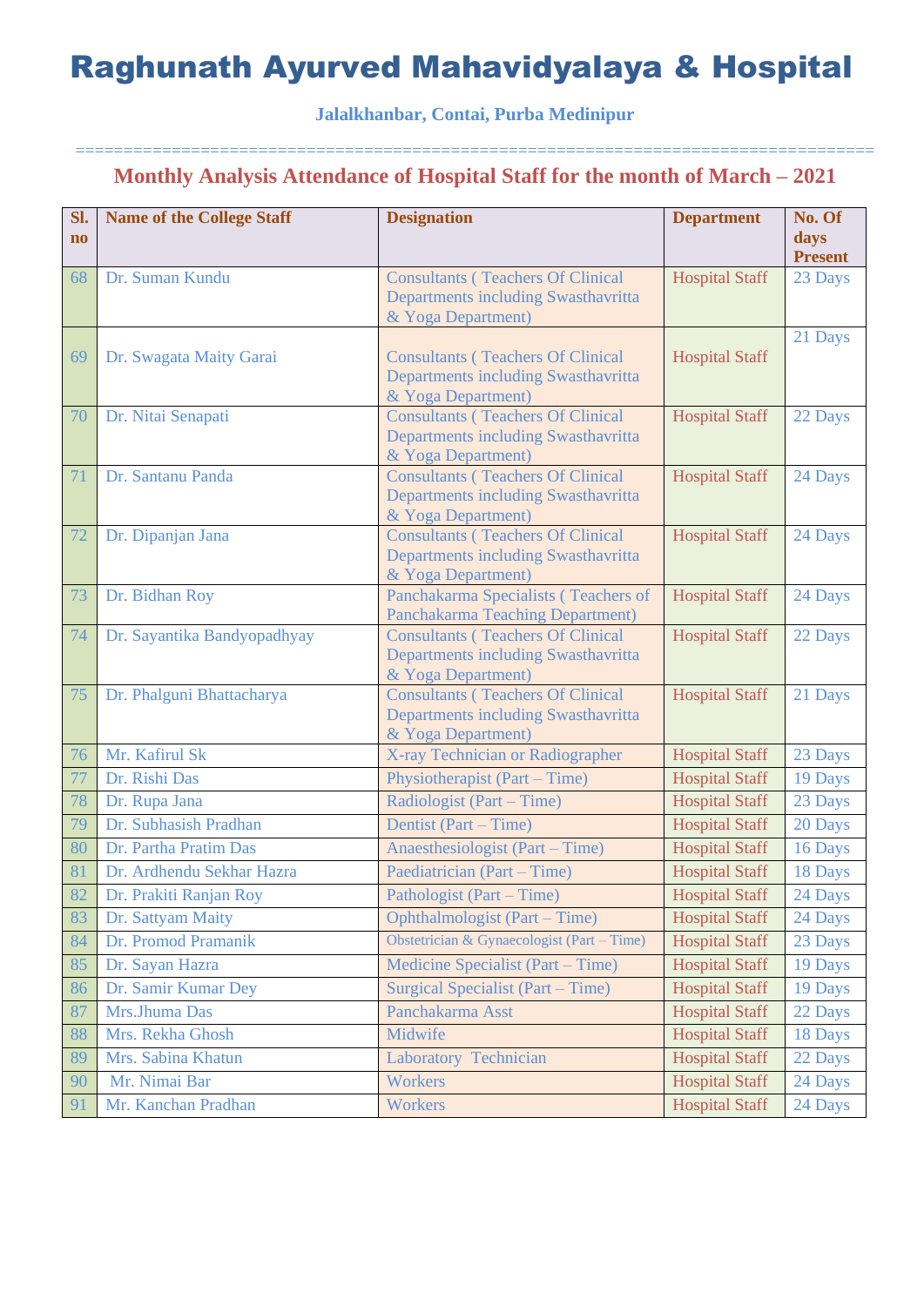# Raghunath Ayurved Mahavidyalaya & Hospital

**Jalalkhanbar, Contai, Purba Medinipur**

==================================================================================

## Monthly Analysis Attendance of Hospital Staff for the month of March – 2021

| Sl. no | Name of the College Staff | Designation | Department | No. Of days Present |
|---|---|---|---|---|
| 68 | Dr. Suman Kundu | Consultants ( Teachers Of Clinical Departments including Swasthavritta & Yoga Department) | Hospital Staff | 23 Days |
| 69 | Dr. Swagata Maity Garai | Consultants ( Teachers Of Clinical Departments including Swasthavritta & Yoga Department) | Hospital Staff | 21 Days |
| 70 | Dr. Nitai Senapati | Consultants ( Teachers Of Clinical Departments including Swasthavritta & Yoga Department) | Hospital Staff | 22 Days |
| 71 | Dr. Santanu Panda | Consultants ( Teachers Of Clinical Departments including Swasthavritta & Yoga Department) | Hospital Staff | 24 Days |
| 72 | Dr. Dipanjan Jana | Consultants ( Teachers Of Clinical Departments including Swasthavritta & Yoga Department) | Hospital Staff | 24 Days |
| 73 | Dr. Bidhan Roy | Panchakarma Specialists ( Teachers of Panchakarma Teaching Department) | Hospital Staff | 24 Days |
| 74 | Dr. Sayantika Bandyopadhyay | Consultants ( Teachers Of Clinical Departments including Swasthavritta & Yoga Department) | Hospital Staff | 22 Days |
| 75 | Dr. Phalguni Bhattacharya | Consultants ( Teachers Of Clinical Departments including Swasthavritta & Yoga Department) | Hospital Staff | 21 Days |
| 76 | Mr. Kafirul Sk | X-ray Technician or Radiographer | Hospital Staff | 23 Days |
| 77 | Dr. Rishi Das | Physiotherapist (Part – Time) | Hospital Staff | 19 Days |
| 78 | Dr. Rupa Jana | Radiologist (Part – Time) | Hospital Staff | 23 Days |
| 79 | Dr. Subhasish Pradhan | Dentist (Part – Time) | Hospital Staff | 20 Days |
| 80 | Dr. Partha Pratim Das | Anaesthesiologist (Part – Time) | Hospital Staff | 16 Days |
| 81 | Dr. Ardhendu Sekhar Hazra | Paediatrician (Part – Time) | Hospital Staff | 18 Days |
| 82 | Dr. Prakiti Ranjan Roy | Pathologist (Part – Time) | Hospital Staff | 24 Days |
| 83 | Dr. Sattyam Maity | Ophthalmologist (Part – Time) | Hospital Staff | 24 Days |
| 84 | Dr. Promod Pramanik | Obstetrician & Gynaecologist (Part – Time) | Hospital Staff | 23 Days |
| 85 | Dr. Sayan Hazra | Medicine Specialist (Part – Time) | Hospital Staff | 19 Days |
| 86 | Dr. Samir Kumar Dey | Surgical Specialist (Part – Time) | Hospital Staff | 19 Days |
| 87 | Mrs.Jhuma Das | Panchakarma Asst | Hospital Staff | 22 Days |
| 88 | Mrs. Rekha Ghosh | Midwife | Hospital Staff | 18 Days |
| 89 | Mrs. Sabina Khatun | Laboratory Technician | Hospital Staff | 22 Days |
| 90 | Mr. Nimai Bar | Workers | Hospital Staff | 24 Days |
| 91 | Mr. Kanchan Pradhan | Workers | Hospital Staff | 24 Days |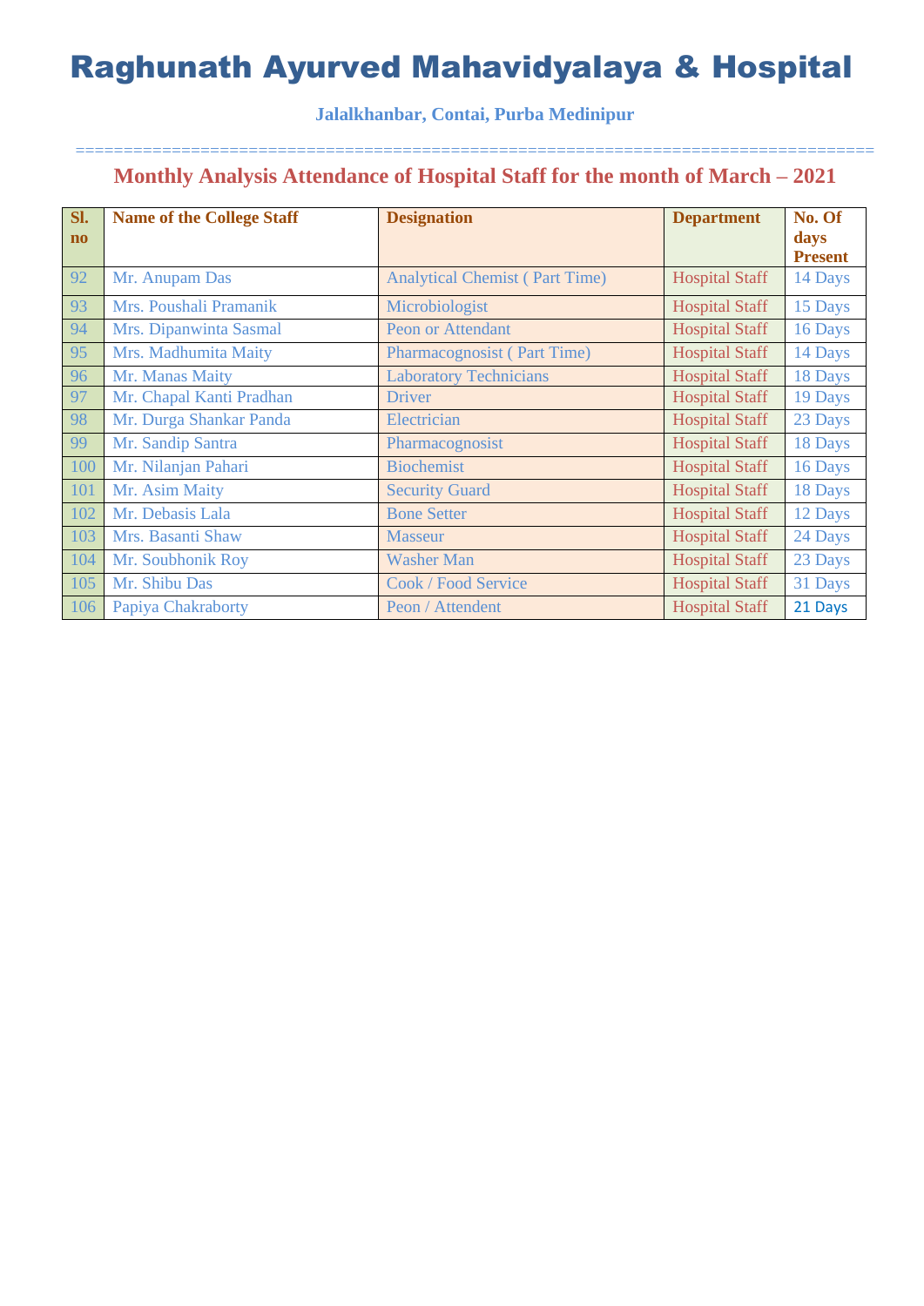# Raghunath Ayurved Mahavidyalaya & Hospital

**Jalalkhanbar, Contai, Purba Medinipur**

==================================================================================

## Monthly Analysis Attendance of Hospital Staff for the month of March – 2021

| Sl. no | Name of the College Staff | Designation | Department | No. Of days Present |
|---|---|---|---|---|
| 92 | Mr. Anupam Das | Analytical Chemist ( Part Time) | Hospital Staff | 14 Days |
| 93 | Mrs. Poushali Pramanik | Microbiologist | Hospital Staff | 15 Days |
| 94 | Mrs. Dipanwinta Sasmal | Peon or Attendant | Hospital Staff | 16 Days |
| 95 | Mrs. Madhumita Maity | Pharmacognosist ( Part Time) | Hospital Staff | 14 Days |
| 96 | Mr. Manas Maity | Laboratory Technicians | Hospital Staff | 18 Days |
| 97 | Mr. Chapal Kanti Pradhan | Driver | Hospital Staff | 19 Days |
| 98 | Mr. Durga Shankar Panda | Electrician | Hospital Staff | 23 Days |
| 99 | Mr. Sandip Santra | Pharmacognosist | Hospital Staff | 18 Days |
| 100 | Mr. Nilanjan Pahari | Biochemist | Hospital Staff | 16 Days |
| 101 | Mr. Asim Maity | Security Guard | Hospital Staff | 18 Days |
| 102 | Mr. Debasis Lala | Bone Setter | Hospital Staff | 12 Days |
| 103 | Mrs. Basanti Shaw | Masseur | Hospital Staff | 24 Days |
| 104 | Mr. Soubhonik Roy | Washer Man | Hospital Staff | 23 Days |
| 105 | Mr. Shibu Das | Cook / Food Service | Hospital Staff | 31 Days |
| 106 | Papiya Chakraborty | Peon / Attendent | Hospital Staff | 21 Days |